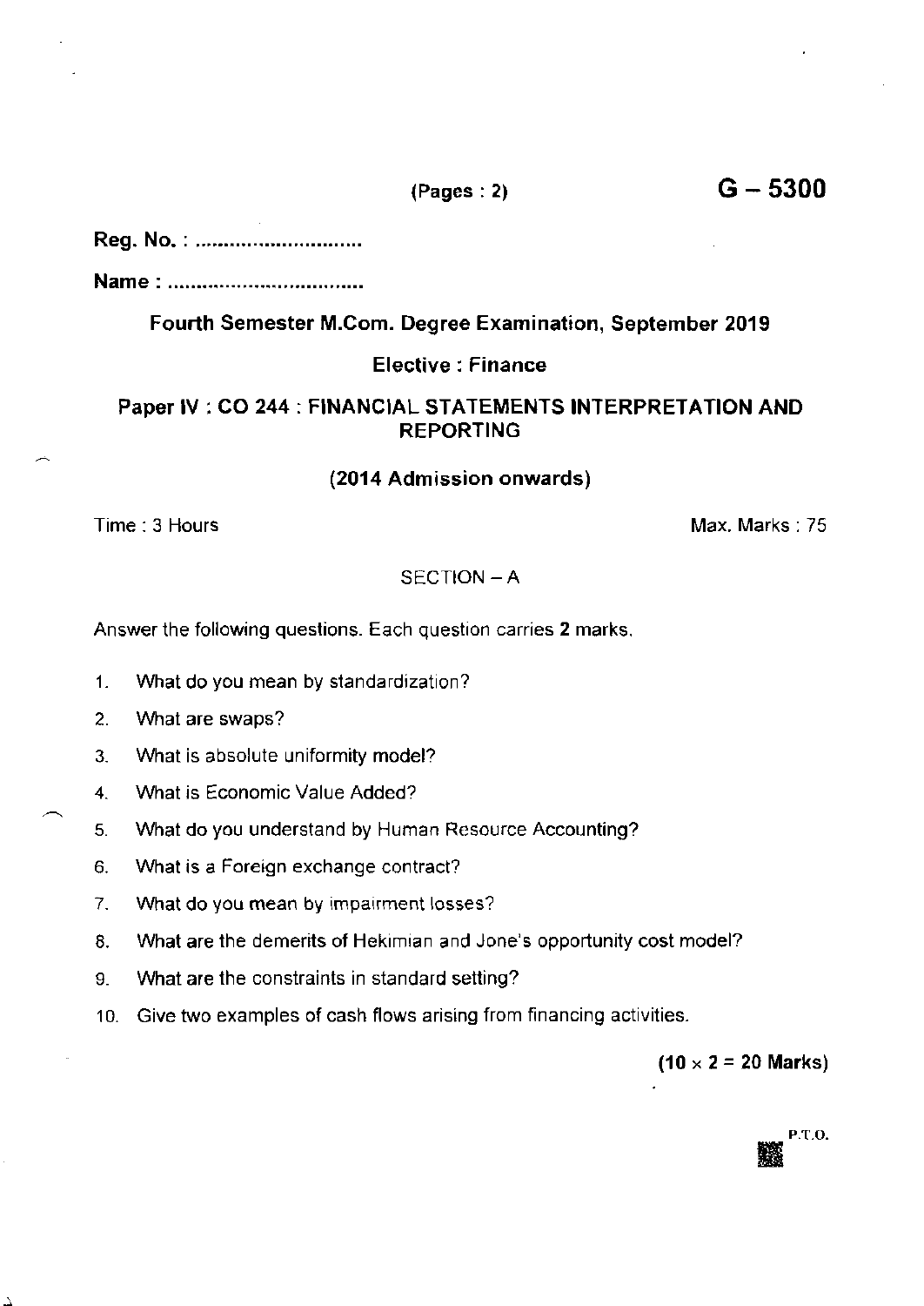(Pages : 2)

# G – 5300

**Reg. No. : ..............................**

**Name : ..................................**

## Fourth Semester M.Com. Degree Examination, September 2019

### Elective : Finance

### Paper IV : CO 244 : FINANCIAL STATEMENTS INTERPRETATION AND REPORTING

### (2014 Admission onwards)

Time : 3 Hours | Max. Marks : 75

SECTION – A

Answer the following questions. Each question carries **2** marks.

1. What do you mean by standardization?
2. What are swaps?
3. What is absolute uniformity model?
4. What is Economic Value Added?
5. What do you understand by Human Resource Accounting?
6. What is a Foreign exchange contract?
7. What do you mean by impairment losses?
8. What are the demerits of Hekimian and Jone's opportunity cost model?
9. What are the constraints in standard setting?
10. Give two examples of cash flows arising from financing activities.

**(10 × 2 = 20 Marks)**

P.T.O.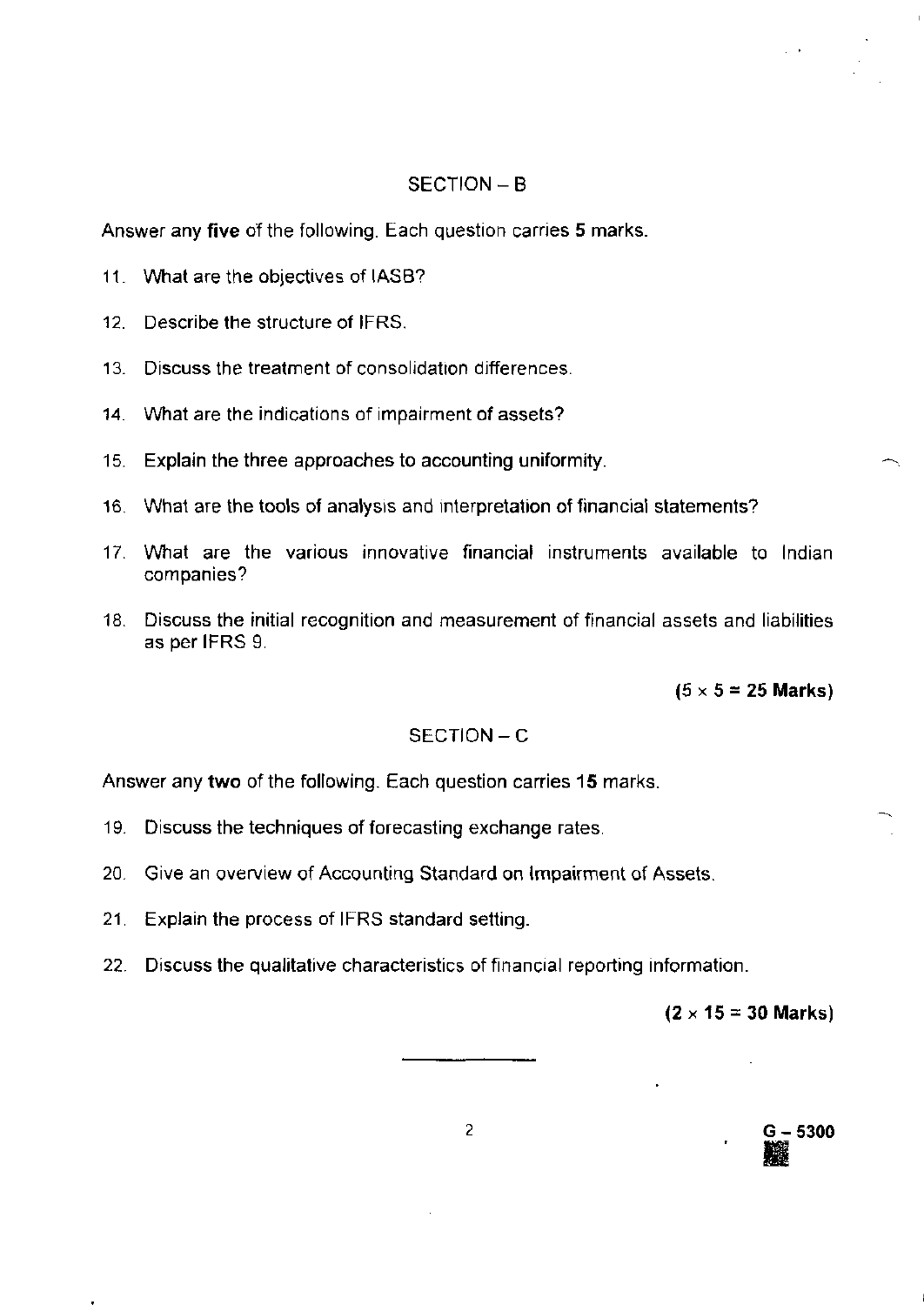## SECTION – B

Answer any **five** of the following. Each question carries **5** marks.

11. What are the objectives of IASB?
12. Describe the structure of IFRS.
13. Discuss the treatment of consolidation differences.
14. What are the indications of impairment of assets?
15. Explain the three approaches to accounting uniformity.
16. What are the tools of analysis and interpretation of financial statements?
17. What are the various innovative financial instruments available to Indian companies?
18. Discuss the initial recognition and measurement of financial assets and liabilities as per IFRS 9.

**(5 × 5 = 25 Marks)**

## SECTION – C

Answer any **two** of the following. Each question carries **15** marks.

19. Discuss the techniques of forecasting exchange rates.
20. Give an overview of Accounting Standard on Impairment of Assets.
21. Explain the process of IFRS standard setting.
22. Discuss the qualitative characteristics of financial reporting information.

**(2 × 15 = 30 Marks)**

---

**G – 5300**